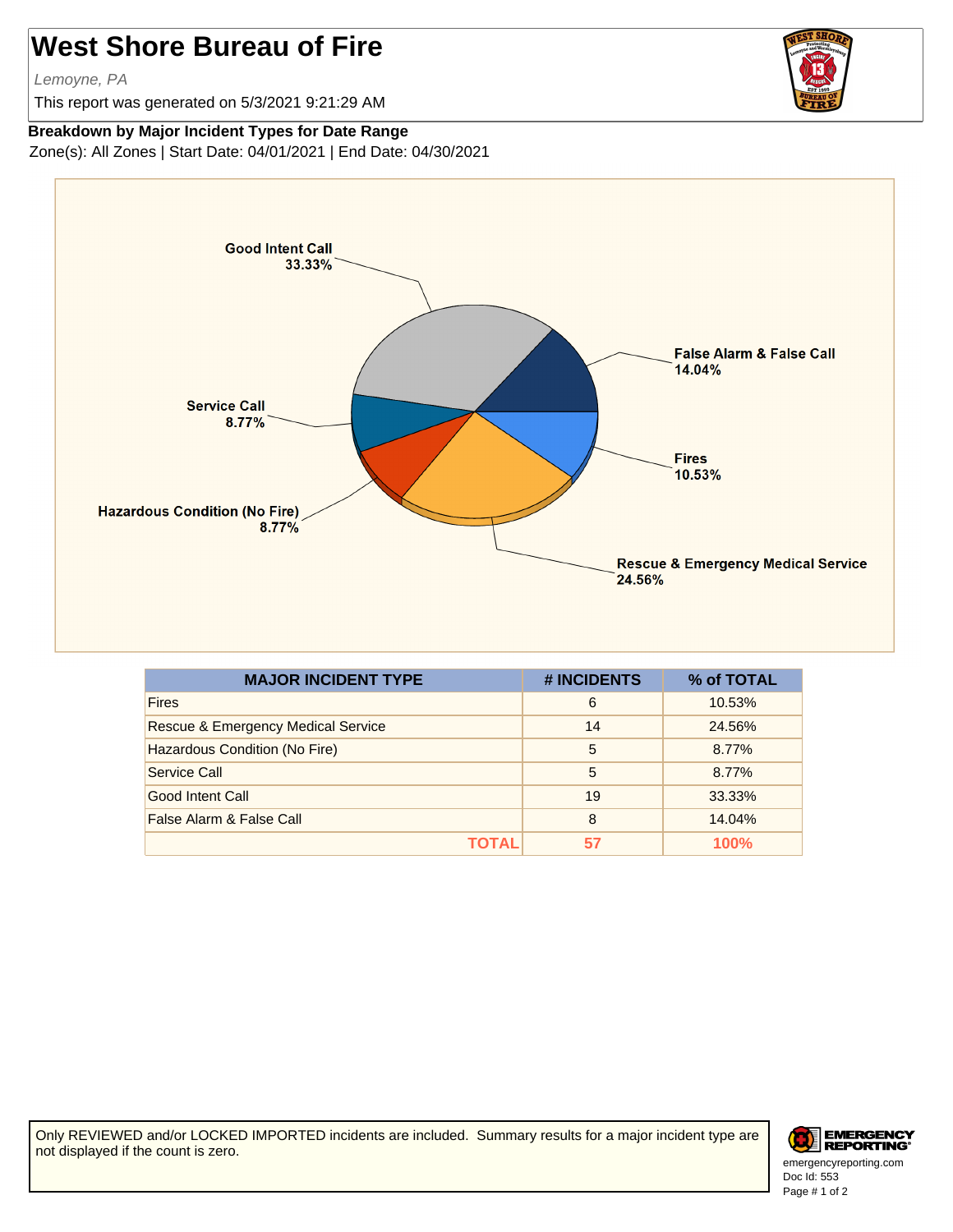# West Shore Bureau of Fire

*Lemoyne, PA*

This report was generated on 5/3/2021 9:21:29 AM

**Breakdown by Major Incident Types for Date Range**

Zone(s): All Zones | Start Date: 04/01/2021 | End Date: 04/30/2021

| MAJOR INCIDENT TYPE | # INCIDENTS | % of TOTAL |
|---|---|---|
| Fires | 6 | 10.53% |
| Rescue & Emergency Medical Service | 14 | 24.56% |
| Hazardous Condition (No Fire) | 5 | 8.77% |
| Service Call | 5 | 8.77% |
| Good Intent Call | 19 | 33.33% |
| False Alarm & False Call | 8 | 14.04% |
| **TOTAL** | **57** | **100%** |

Only REVIEWED and/or LOCKED IMPORTED incidents are included. Summary results for a major incident type are not displayed if the count is zero.

emergencyreporting.com
Doc Id: 553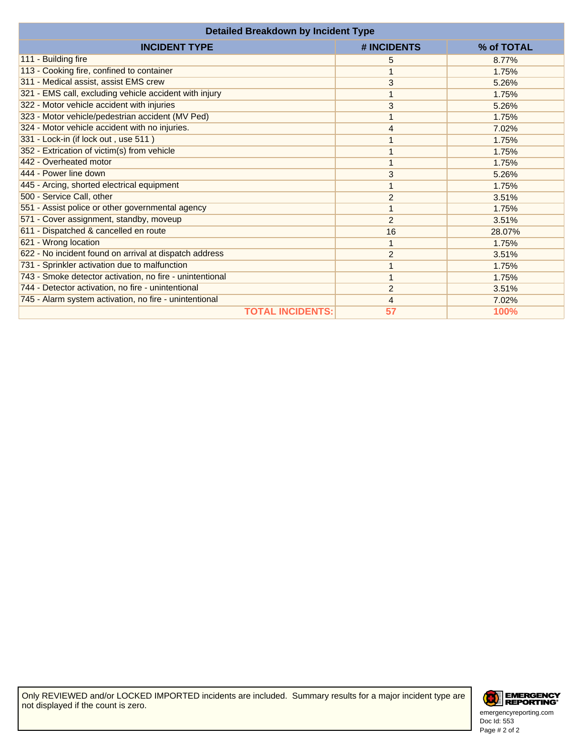## Detailed Breakdown by Incident Type

| INCIDENT TYPE | # INCIDENTS | % of TOTAL |
|---|---|---|
| 111 - Building fire | 5 | 8.77% |
| 113 - Cooking fire, confined to container | 1 | 1.75% |
| 311 - Medical assist, assist EMS crew | 3 | 5.26% |
| 321 - EMS call, excluding vehicle accident with injury | 1 | 1.75% |
| 322 - Motor vehicle accident with injuries | 3 | 5.26% |
| 323 - Motor vehicle/pedestrian accident (MV Ped) | 1 | 1.75% |
| 324 - Motor vehicle accident with no injuries. | 4 | 7.02% |
| 331 - Lock-in (if lock out , use 511 ) | 1 | 1.75% |
| 352 - Extrication of victim(s) from vehicle | 1 | 1.75% |
| 442 - Overheated motor | 1 | 1.75% |
| 444 - Power line down | 3 | 5.26% |
| 445 - Arcing, shorted electrical equipment | 1 | 1.75% |
| 500 - Service Call, other | 2 | 3.51% |
| 551 - Assist police or other governmental agency | 1 | 1.75% |
| 571 - Cover assignment, standby, moveup | 2 | 3.51% |
| 611 - Dispatched & cancelled en route | 16 | 28.07% |
| 621 - Wrong location | 1 | 1.75% |
| 622 - No incident found on arrival at dispatch address | 2 | 3.51% |
| 731 - Sprinkler activation due to malfunction | 1 | 1.75% |
| 743 - Smoke detector activation, no fire - unintentional | 1 | 1.75% |
| 744 - Detector activation, no fire - unintentional | 2 | 3.51% |
| 745 - Alarm system activation, no fire - unintentional | 4 | 7.02% |
| **TOTAL INCIDENTS:** | **57** | **100%** |

Only REVIEWED and/or LOCKED IMPORTED incidents are included. Summary results for a major incident type are not displayed if the count is zero.

EMERGENCY REPORTING®
emergencyreporting.com
Doc Id: 553